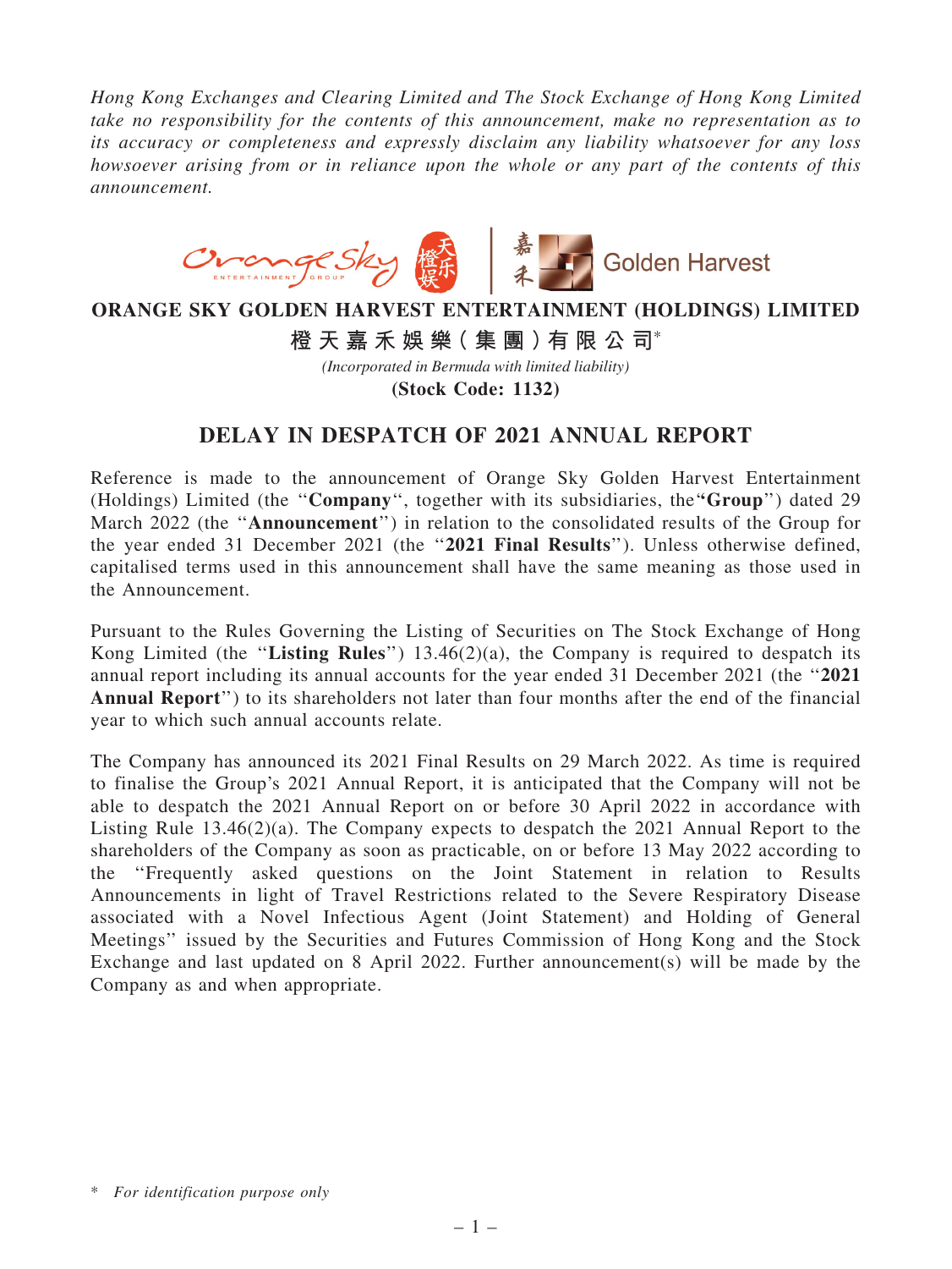*Hong Kong Exchanges and Clearing Limited and The Stock Exchange of Hong Kong Limited take no responsibility for the contents of this announcement, make no representation as to its accuracy or completeness and expressly disclaim any liability whatsoever for any loss howsoever arising from or in reliance upon the whole or any part of the contents of this announcement.*

# ORANGE SKY GOLDEN HARVEST ENTERTAINMENT (HOLDINGS) LIMITED

# 橙天嘉禾娛樂(集團)有限公司*

*(Incorporated in Bermuda with limited liability)*

**(Stock Code: 1132)**

## DELAY IN DESPATCH OF 2021 ANNUAL REPORT

Reference is made to the announcement of Orange Sky Golden Harvest Entertainment (Holdings) Limited (the "**Company**", together with its subsidiaries, the "**Group**") dated 29 March 2022 (the "**Announcement**") in relation to the consolidated results of the Group for the year ended 31 December 2021 (the "**2021 Final Results**"). Unless otherwise defined, capitalised terms used in this announcement shall have the same meaning as those used in the Announcement.

Pursuant to the Rules Governing the Listing of Securities on The Stock Exchange of Hong Kong Limited (the "**Listing Rules**") 13.46(2)(a), the Company is required to despatch its annual report including its annual accounts for the year ended 31 December 2021 (the "**2021 Annual Report**") to its shareholders not later than four months after the end of the financial year to which such annual accounts relate.

The Company has announced its 2021 Final Results on 29 March 2022. As time is required to finalise the Group's 2021 Annual Report, it is anticipated that the Company will not be able to despatch the 2021 Annual Report on or before 30 April 2022 in accordance with Listing Rule 13.46(2)(a). The Company expects to despatch the 2021 Annual Report to the shareholders of the Company as soon as practicable, on or before 13 May 2022 according to the "Frequently asked questions on the Joint Statement in relation to Results Announcements in light of Travel Restrictions related to the Severe Respiratory Disease associated with a Novel Infectious Agent (Joint Statement) and Holding of General Meetings" issued by the Securities and Futures Commission of Hong Kong and the Stock Exchange and last updated on 8 April 2022. Further announcement(s) will be made by the Company as and when appropriate.

\* *For identification purpose only*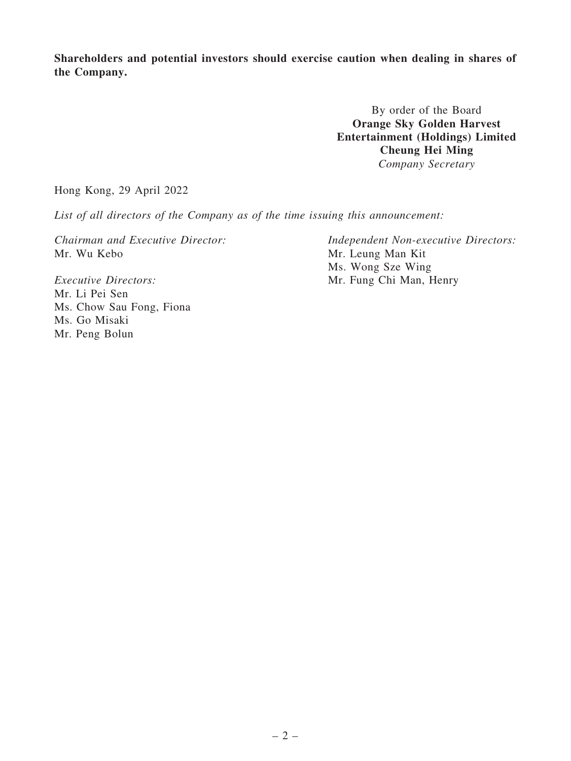**Shareholders and potential investors should exercise caution when dealing in shares of the Company.**

By order of the Board
**Orange Sky Golden Harvest Entertainment (Holdings) Limited**
**Cheung Hei Ming**
*Company Secretary*

Hong Kong, 29 April 2022

*List of all directors of the Company as of the time issuing this announcement:*

*Chairman and Executive Director:*
Mr. Wu Kebo

*Executive Directors:*
Mr. Li Pei Sen
Ms. Chow Sau Fong, Fiona
Ms. Go Misaki
Mr. Peng Bolun

*Independent Non-executive Directors:*
Mr. Leung Man Kit
Ms. Wong Sze Wing
Mr. Fung Chi Man, Henry